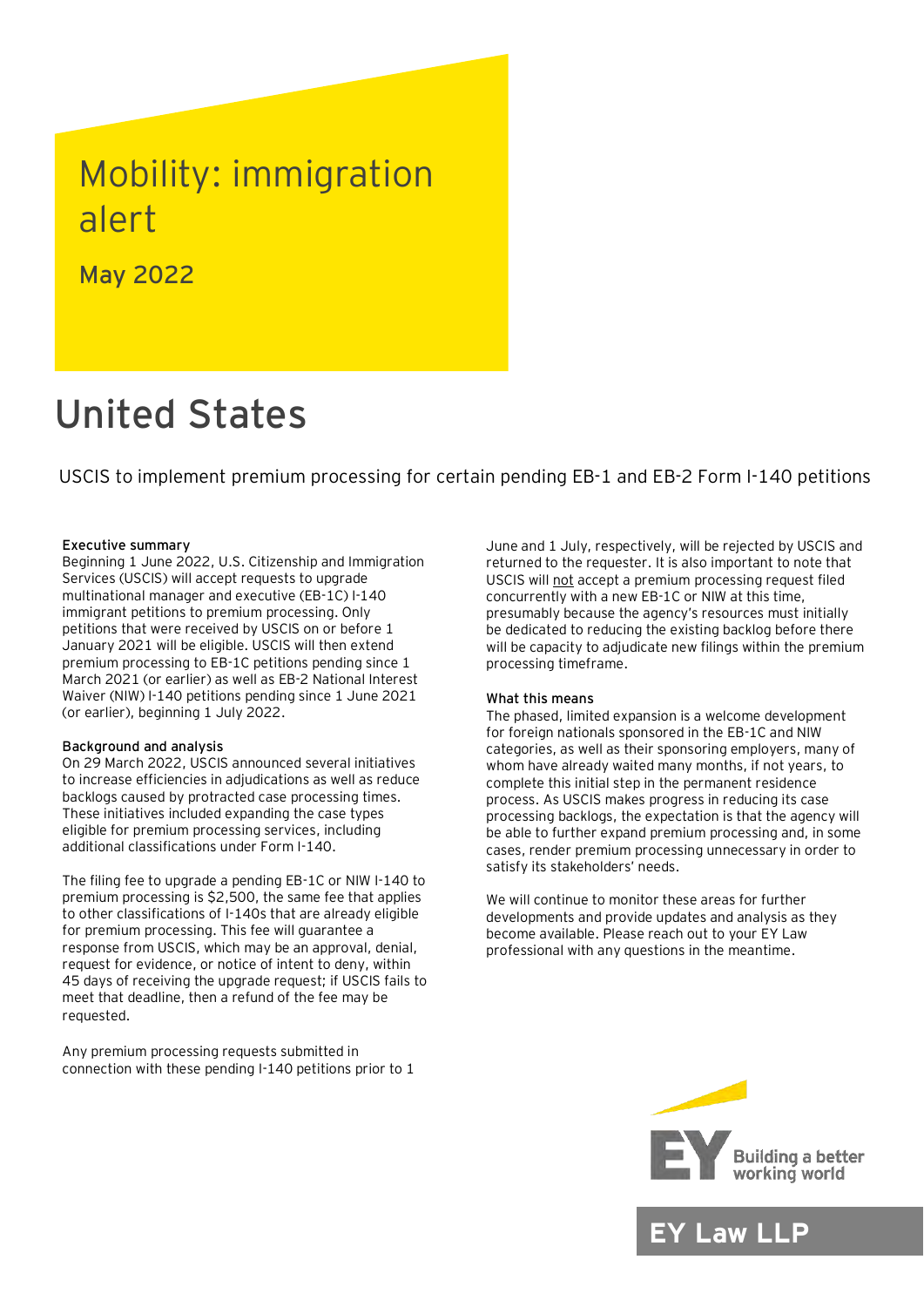# Mobility: immigration alert

May 2022

# United States

## USCIS to implement premium processing for certain pending EB-1 and EB-2 Form I-140 petitions

### Executive summary

Beginning 1 June 2022, U.S. Citizenship and Immigration Services (USCIS) will accept requests to upgrade multinational manager and executive (EB-1C) I-140 immigrant petitions to premium processing. Only petitions that were received by USCIS on or before 1 January 2021 will be eligible. USCIS will then extend premium processing to EB-1C petitions pending since 1 March 2021 (or earlier) as well as EB-2 National Interest Waiver (NIW) I-140 petitions pending since 1 June 2021 (or earlier), beginning 1 July 2022.

### Background and analysis

On 29 March 2022, USCIS announced several initiatives to increase efficiencies in adjudications as well as reduce backlogs caused by protracted case processing times. These initiatives included expanding the case types eligible for premium processing services, including additional classifications under Form I-140.

The filing fee to upgrade a pending EB-1C or NIW I-140 to premium processing is $2,500, the same fee that applies to other classifications of I-140s that are already eligible for premium processing. This fee will guarantee a response from USCIS, which may be an approval, denial, request for evidence, or notice of intent to deny, within 45 days of receiving the upgrade request; if USCIS fails to meet that deadline, then a refund of the fee may be requested.

Any premium processing requests submitted in connection with these pending I-140 petitions prior to 1 June and 1 July, respectively, will be rejected by USCIS and returned to the requester. It is also important to note that USCIS will not accept a premium processing request filed concurrently with a new EB-1C or NIW at this time, presumably because the agency's resources must initially be dedicated to reducing the existing backlog before there will be capacity to adjudicate new filings within the premium processing timeframe.

### What this means

The phased, limited expansion is a welcome development for foreign nationals sponsored in the EB-1C and NIW categories, as well as their sponsoring employers, many of whom have already waited many months, if not years, to complete this initial step in the permanent residence process. As USCIS makes progress in reducing its case processing backlogs, the expectation is that the agency will be able to further expand premium processing and, in some cases, render premium processing unnecessary in order to satisfy its stakeholders' needs.

We will continue to monitor these areas for further developments and provide updates and analysis as they become available. Please reach out to your EY Law professional with any questions in the meantime.

EY Building a better working world

EY Law LLP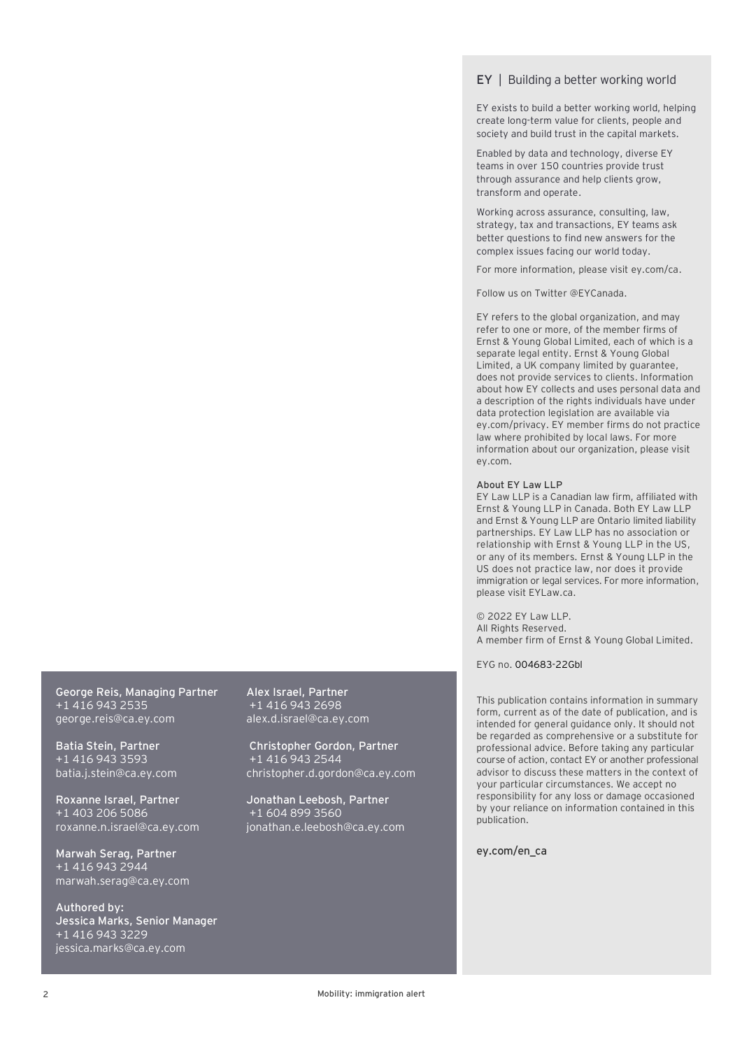George Reis, Managing Partner
+1 416 943 2535
george.reis@ca.ey.com

Batia Stein, Partner
+1 416 943 3593
batia.j.stein@ca.ey.com

Roxanne Israel, Partner
+1 403 206 5086
roxanne.n.israel@ca.ey.com

Marwah Serag, Partner
+1 416 943 2944
marwah.serag@ca.ey.com

Alex Israel, Partner
+1 416 943 2698
alex.d.israel@ca.ey.com

Christopher Gordon, Partner
+1 416 943 2544
christopher.d.gordon@ca.ey.com

Jonathan Leebosh, Partner
+1 604 899 3560
jonathan.e.leebosh@ca.ey.com

Authored by:
Jessica Marks, Senior Manager
+1 416 943 3229
jessica.marks@ca.ey.com

## EY | Building a better working world

EY exists to build a better working world, helping create long-term value for clients, people and society and build trust in the capital markets.

Enabled by data and technology, diverse EY teams in over 150 countries provide trust through assurance and help clients grow, transform and operate.

Working across assurance, consulting, law, strategy, tax and transactions, EY teams ask better questions to find new answers for the complex issues facing our world today.

For more information, please visit ey.com/ca.

Follow us on Twitter @EYCanada.

EY refers to the global organization, and may refer to one or more, of the member firms of Ernst & Young Global Limited, each of which is a separate legal entity. Ernst & Young Global Limited, a UK company limited by guarantee, does not provide services to clients. Information about how EY collects and uses personal data and a description of the rights individuals have under data protection legislation are available via ey.com/privacy. EY member firms do not practice law where prohibited by local laws. For more information about our organization, please visit ey.com.

**About EY Law LLP**
EY Law LLP is a Canadian law firm, affiliated with Ernst & Young LLP in Canada. Both EY Law LLP and Ernst & Young LLP are Ontario limited liability partnerships. EY Law LLP has no association or relationship with Ernst & Young LLP in the US, or any of its members. Ernst & Young LLP in the US does not practice law, nor does it provide immigration or legal services. For more information, please visit EYLaw.ca.

© 2022 EY Law LLP.
All Rights Reserved.
A member firm of Ernst & Young Global Limited.

EYG no. 004683-22Gbl

This publication contains information in summary form, current as of the date of publication, and is intended for general guidance only. It should not be regarded as comprehensive or a substitute for professional advice. Before taking any particular course of action, contact EY or another professional advisor to discuss these matters in the context of your particular circumstances. We accept no responsibility for any loss or damage occasioned by your reliance on information contained in this publication.

ey.com/en_ca